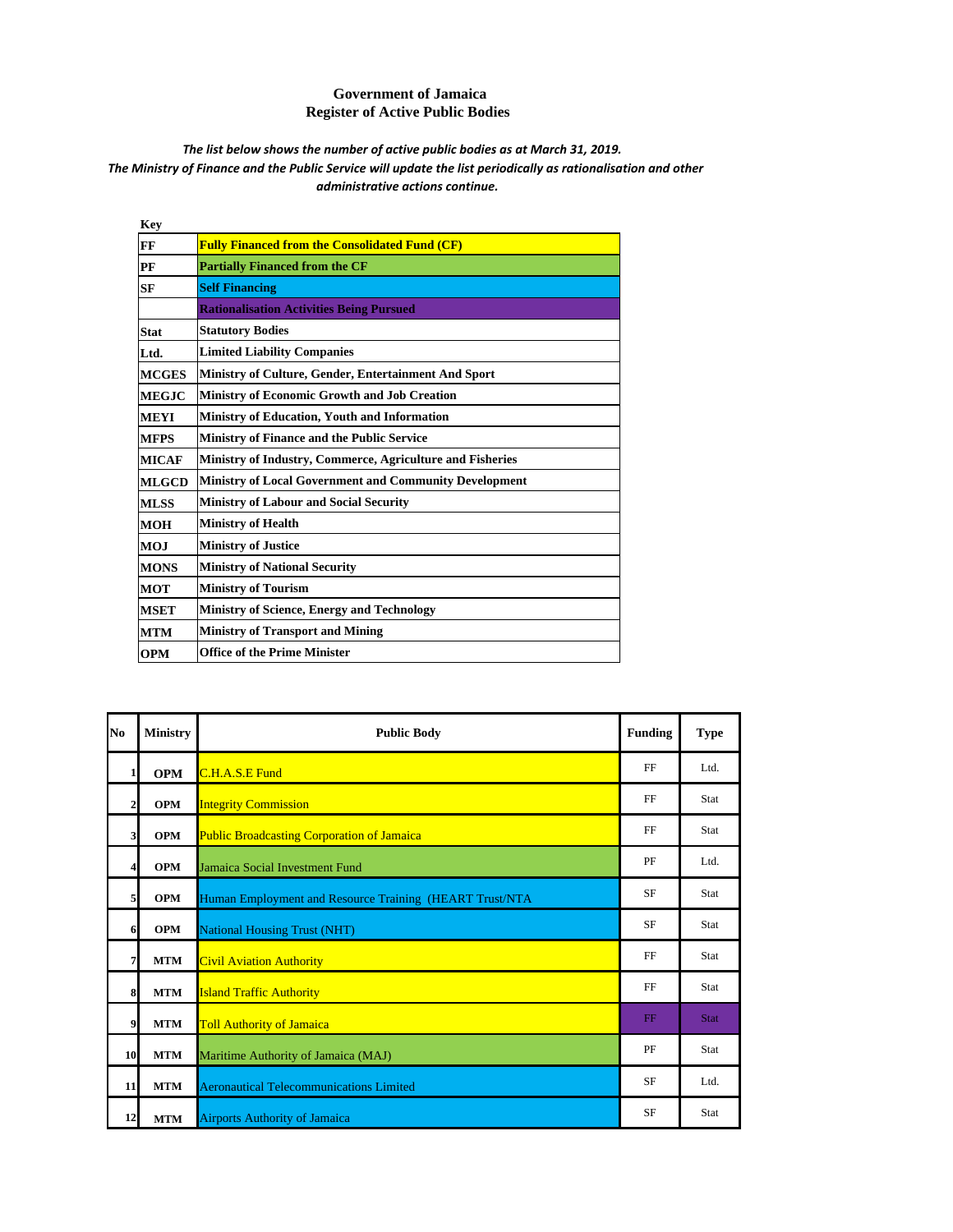# Government of Jamaica
## Register of Active Public Bodies

*The list below shows the number of active public bodies as at March 31, 2019.*
*The Ministry of Finance and the Public Service will update the list periodically as rationalisation and other administrative actions continue.*

**Key**

| | |
|---|---|
| **FF** | **Fully Financed from the Consolidated Fund (CF)** |
| **PF** | **Partially Financed from the CF** |
| **SF** | **Self Financing** |
| | **Rationalisation Activities Being Pursued** |
| **Stat** | **Statutory Bodies** |
| **Ltd.** | **Limited Liability Companies** |
| **MCGES** | **Ministry of Culture, Gender, Entertainment And Sport** |
| **MEGJC** | **Ministry of Economic Growth and Job Creation** |
| **MEYI** | **Ministry of Education, Youth and Information** |
| **MFPS** | **Ministry of Finance and the Public Service** |
| **MICAF** | **Ministry of Industry, Commerce, Agriculture and Fisheries** |
| **MLGCD** | **Ministry of Local Government and Community Development** |
| **MLSS** | **Ministry of Labour and Social Security** |
| **MOH** | **Ministry of Health** |
| **MOJ** | **Ministry of Justice** |
| **MONS** | **Ministry of National Security** |
| **MOT** | **Ministry of Tourism** |
| **MSET** | **Ministry of Science, Energy and Technology** |
| **MTM** | **Ministry of Transport and Mining** |
| **OPM** | **Office of the Prime Minister** |

| No | Ministry | Public Body | Funding | Type |
|---|---|---|---|---|
| 1 | OPM | C.H.A.S.E Fund | FF | Ltd. |
| 2 | OPM | Integrity Commission | FF | Stat |
| 3 | OPM | Public Broadcasting Corporation of Jamaica | FF | Stat |
| 4 | OPM | Jamaica Social Investment Fund | PF | Ltd. |
| 5 | OPM | Human Employment and Resource Training (HEART Trust/NTA | SF | Stat |
| 6 | OPM | National Housing Trust (NHT) | SF | Stat |
| 7 | MTM | Civil Aviation Authority | FF | Stat |
| 8 | MTM | Island Traffic Authority | FF | Stat |
| 9 | MTM | Toll Authority of Jamaica | FF | Stat |
| 10 | MTM | Maritime Authority of Jamaica (MAJ) | PF | Stat |
| 11 | MTM | Aeronautical Telecommunications Limited | SF | Ltd. |
| 12 | MTM | Airports Authority of Jamaica | SF | Stat |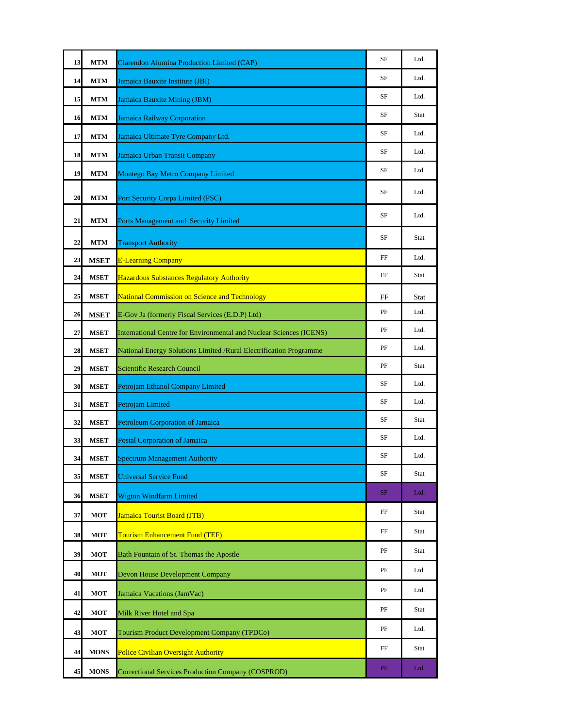| | | | | |
|---|---|---|---|---|
| 13 | MTM | Clarendon Alumina Production Limited (CAP) | SF | Ltd. |
| 14 | MTM | Jamaica Bauxite Institute (JBI) | SF | Ltd. |
| 15 | MTM | Jamaica Bauxite Mining (JBM) | SF | Ltd. |
| 16 | MTM | Jamaica Railway Corporation | SF | Stat |
| 17 | MTM | Jamaica Ultimate Tyre Company Ltd. | SF | Ltd. |
| 18 | MTM | Jamaica Urban Transit Company | SF | Ltd. |
| 19 | MTM | Montego Bay Metro Company Limited | SF | Ltd. |
| 20 | MTM | Port Security Corps Limited (PSC) | SF | Ltd. |
| 21 | MTM | Ports Management and Security Limited | SF | Ltd. |
| 22 | MTM | Transport Authority | SF | Stat |
| 23 | MSET | E-Learning Company | FF | Ltd. |
| 24 | MSET | Hazardous Substances Regulatory Authority | FF | Stat |
| 25 | MSET | National Commission on Science and Technology | FF | Stat |
| 26 | MSET | E-Gov Ja (formerly Fiscal Services (E.D.P) Ltd) | PF | Ltd. |
| 27 | MSET | International Centre for Environmental and Nuclear Sciences (ICENS) | PF | Ltd. |
| 28 | MSET | National Energy Solutions Limited /Rural Electrification Programme | PF | Ltd. |
| 29 | MSET | Scientific Research Council | PF | Stat |
| 30 | MSET | Petrojam Ethanol Company Limited | SF | Ltd. |
| 31 | MSET | Petrojam Limited | SF | Ltd. |
| 32 | MSET | Petroleum Corporation of Jamaica | SF | Stat |
| 33 | MSET | Postal Corporation of Jamaica | SF | Ltd. |
| 34 | MSET | Spectrum Management Authority | SF | Ltd. |
| 35 | MSET | Universal Service Fund | SF | Stat |
| 36 | MSET | Wigton Windfarm Limited | SF | Ltd. |
| 37 | MOT | Jamaica Tourist Board (JTB) | FF | Stat |
| 38 | MOT | Tourism Enhancement Fund (TEF) | FF | Stat |
| 39 | MOT | Bath Fountain of St. Thomas the Apostle | PF | Stat |
| 40 | MOT | Devon House Development Company | PF | Ltd. |
| 41 | MOT | Jamaica Vacations (JamVac) | PF | Ltd. |
| 42 | MOT | Milk River Hotel and Spa | PF | Stat |
| 43 | MOT | Tourism Product Development Company (TPDCo) | PF | Ltd. |
| 44 | MONS | Police Civilian Oversight Authority | FF | Stat |
| 45 | MONS | Correctional Services Production Company (COSPROD) | PF | Ltd. |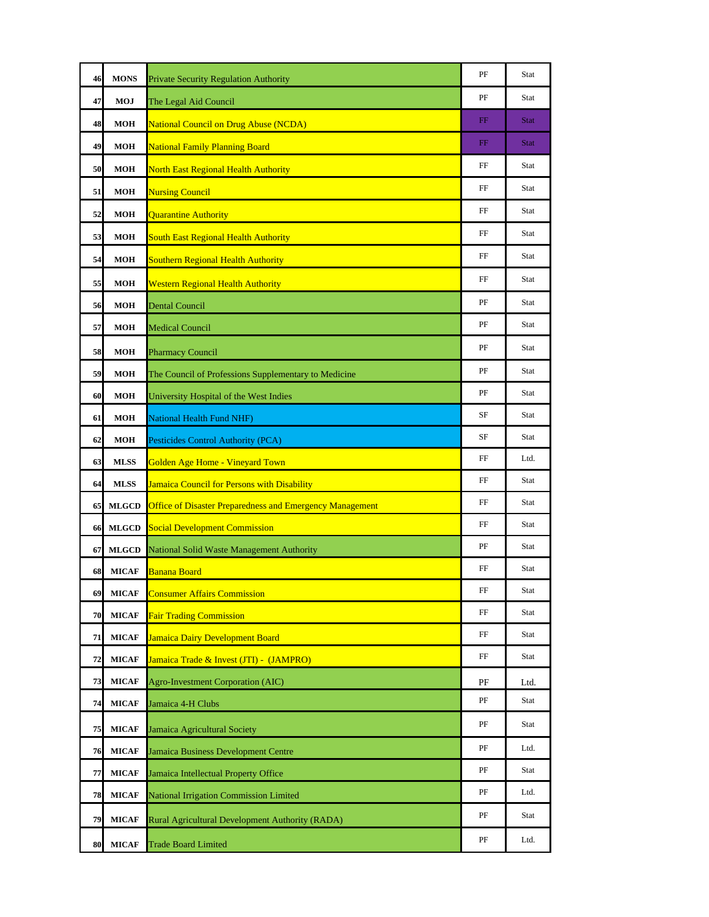| 46 | MONS | Private Security Regulation Authority | PF | Stat |
|---|---|---|---|---|
| 47 | MOJ | The Legal Aid Council | PF | Stat |
| 48 | MOH | National Council on Drug Abuse (NCDA) | FF | Stat |
| 49 | MOH | National Family Planning Board | FF | Stat |
| 50 | MOH | North East Regional Health Authority | FF | Stat |
| 51 | MOH | Nursing Council | FF | Stat |
| 52 | MOH | Quarantine Authority | FF | Stat |
| 53 | MOH | South East Regional Health Authority | FF | Stat |
| 54 | MOH | Southern Regional Health Authority | FF | Stat |
| 55 | MOH | Western Regional Health Authority | FF | Stat |
| 56 | MOH | Dental Council | PF | Stat |
| 57 | MOH | Medical Council | PF | Stat |
| 58 | MOH | Pharmacy Council | PF | Stat |
| 59 | MOH | The Council of Professions Supplementary to Medicine | PF | Stat |
| 60 | MOH | University Hospital of the West Indies | PF | Stat |
| 61 | MOH | National Health Fund NHF) | SF | Stat |
| 62 | MOH | Pesticides Control Authority (PCA) | SF | Stat |
| 63 | MLSS | Golden Age Home - Vineyard Town | FF | Ltd. |
| 64 | MLSS | Jamaica Council for Persons with Disability | FF | Stat |
| 65 | MLGCD | Office of Disaster Preparedness and Emergency Management | FF | Stat |
| 66 | MLGCD | Social Development Commission | FF | Stat |
| 67 | MLGCD | National Solid Waste Management Authority | PF | Stat |
| 68 | MICAF | Banana Board | FF | Stat |
| 69 | MICAF | Consumer Affairs Commission | FF | Stat |
| 70 | MICAF | Fair Trading Commission | FF | Stat |
| 71 | MICAF | Jamaica Dairy Development Board | FF | Stat |
| 72 | MICAF | Jamaica Trade & Invest (JTI) - (JAMPRO) | FF | Stat |
| 73 | MICAF | Agro-Investment Corporation (AIC) | PF | Ltd. |
| 74 | MICAF | Jamaica 4-H Clubs | PF | Stat |
| 75 | MICAF | Jamaica Agricultural Society | PF | Stat |
| 76 | MICAF | Jamaica Business Development Centre | PF | Ltd. |
| 77 | MICAF | Jamaica Intellectual Property Office | PF | Stat |
| 78 | MICAF | National Irrigation Commission Limited | PF | Ltd. |
| 79 | MICAF | Rural Agricultural Development Authority (RADA) | PF | Stat |
| 80 | MICAF | Trade Board Limited | PF | Ltd. |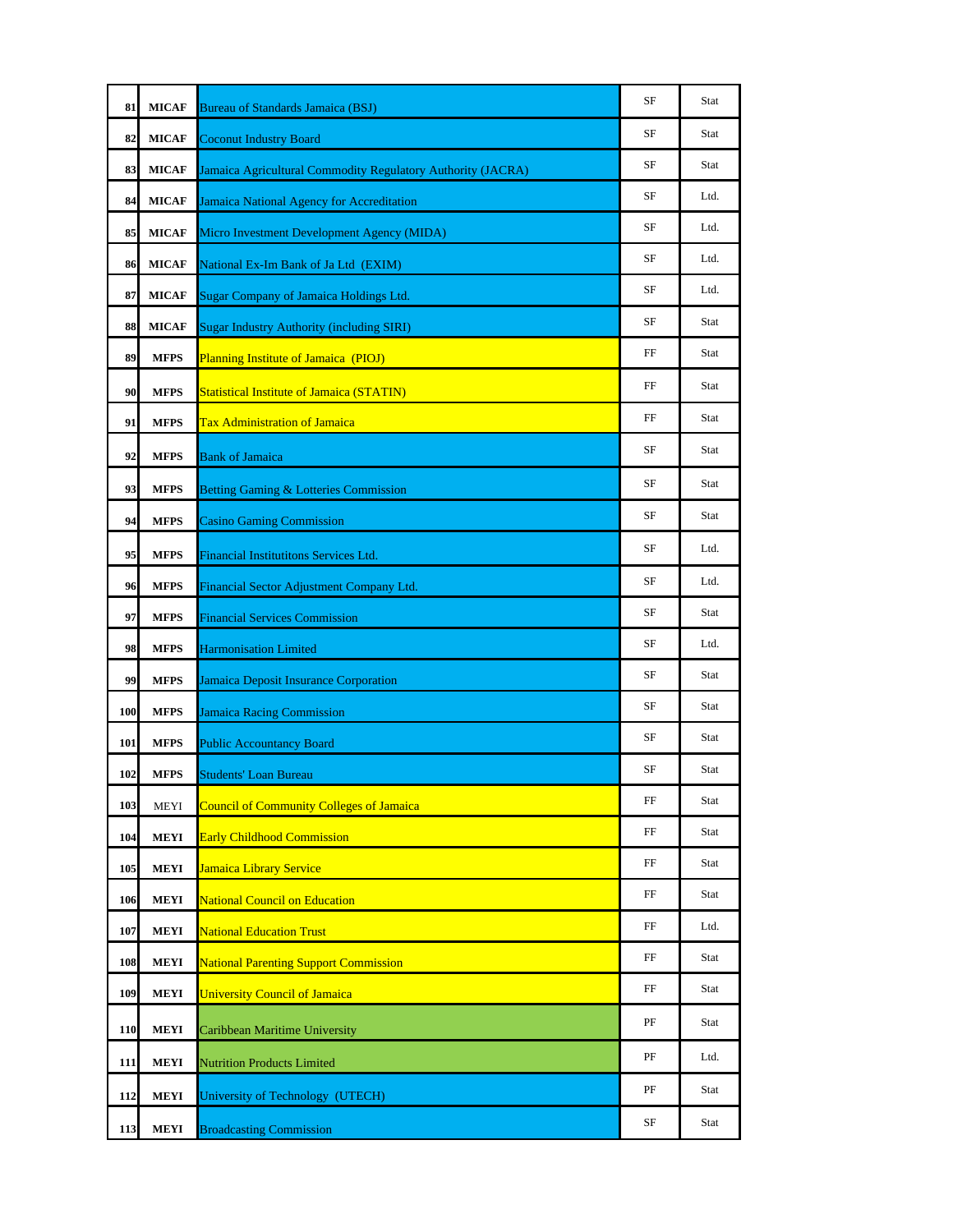| | | | | |
|---|---|---|---|---|
| 81 | MICAF | Bureau of Standards Jamaica (BSJ) | SF | Stat |
| 82 | MICAF | Coconut Industry Board | SF | Stat |
| 83 | MICAF | Jamaica Agricultural Commodity Regulatory Authority (JACRA) | SF | Stat |
| 84 | MICAF | Jamaica National Agency for Accreditation | SF | Ltd. |
| 85 | MICAF | Micro Investment Development Agency (MIDA) | SF | Ltd. |
| 86 | MICAF | National Ex-Im Bank of Ja Ltd (EXIM) | SF | Ltd. |
| 87 | MICAF | Sugar Company of Jamaica Holdings Ltd. | SF | Ltd. |
| 88 | MICAF | Sugar Industry Authority (including SIRI) | SF | Stat |
| 89 | MFPS | Planning Institute of Jamaica (PIOJ) | FF | Stat |
| 90 | MFPS | Statistical Institute of Jamaica (STATIN) | FF | Stat |
| 91 | MFPS | Tax Administration of Jamaica | FF | Stat |
| 92 | MFPS | Bank of Jamaica | SF | Stat |
| 93 | MFPS | Betting Gaming & Lotteries Commission | SF | Stat |
| 94 | MFPS | Casino Gaming Commission | SF | Stat |
| 95 | MFPS | Financial Institutitons Services Ltd. | SF | Ltd. |
| 96 | MFPS | Financial Sector Adjustment Company Ltd. | SF | Ltd. |
| 97 | MFPS | Financial Services Commission | SF | Stat |
| 98 | MFPS | Harmonisation Limited | SF | Ltd. |
| 99 | MFPS | Jamaica Deposit Insurance Corporation | SF | Stat |
| 100 | MFPS | Jamaica Racing Commission | SF | Stat |
| 101 | MFPS | Public Accountancy Board | SF | Stat |
| 102 | MFPS | Students' Loan Bureau | SF | Stat |
| 103 | MEYI | Council of Community Colleges of Jamaica | FF | Stat |
| 104 | MEYI | Early Childhood Commission | FF | Stat |
| 105 | MEYI | Jamaica Library Service | FF | Stat |
| 106 | MEYI | National Council on Education | FF | Stat |
| 107 | MEYI | National Education Trust | FF | Ltd. |
| 108 | MEYI | National Parenting Support Commission | FF | Stat |
| 109 | MEYI | University Council of Jamaica | FF | Stat |
| 110 | MEYI | Caribbean Maritime University | PF | Stat |
| 111 | MEYI | Nutrition Products Limited | PF | Ltd. |
| 112 | MEYI | University of Technology (UTECH) | PF | Stat |
| 113 | MEYI | Broadcasting Commission | SF | Stat |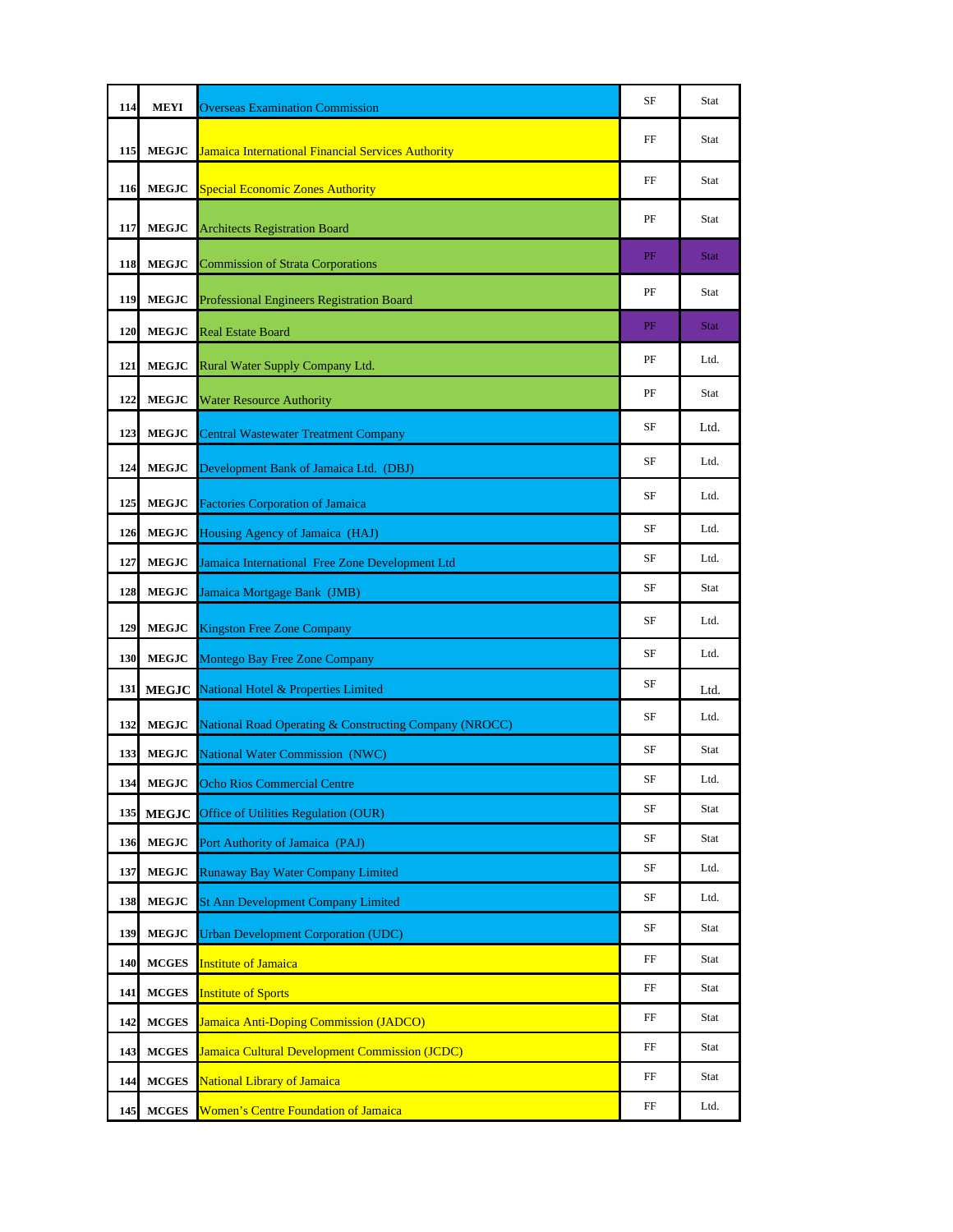| | | | | |
|---|---|---|---|---|
| 114 | MEYI | Overseas Examination Commission | SF | Stat |
| 115 | MEGJC | Jamaica International Financial Services Authority | FF | Stat |
| 116 | MEGJC | Special Economic Zones Authority | FF | Stat |
| 117 | MEGJC | Architects Registration Board | PF | Stat |
| 118 | MEGJC | Commission of Strata Corporations | PF | Stat |
| 119 | MEGJC | Professional Engineers Registration Board | PF | Stat |
| 120 | MEGJC | Real Estate Board | PF | Stat |
| 121 | MEGJC | Rural Water Supply Company Ltd. | PF | Ltd. |
| 122 | MEGJC | Water Resource Authority | PF | Stat |
| 123 | MEGJC | Central Wastewater Treatment Company | SF | Ltd. |
| 124 | MEGJC | Development Bank of Jamaica Ltd. (DBJ) | SF | Ltd. |
| 125 | MEGJC | Factories Corporation of Jamaica | SF | Ltd. |
| 126 | MEGJC | Housing Agency of Jamaica (HAJ) | SF | Ltd. |
| 127 | MEGJC | Jamaica International Free Zone Development Ltd | SF | Ltd. |
| 128 | MEGJC | Jamaica Mortgage Bank (JMB) | SF | Stat |
| 129 | MEGJC | Kingston Free Zone Company | SF | Ltd. |
| 130 | MEGJC | Montego Bay Free Zone Company | SF | Ltd. |
| 131 | MEGJC | National Hotel & Properties Limited | SF | Ltd. |
| 132 | MEGJC | National Road Operating & Constructing Company (NROCC) | SF | Ltd. |
| 133 | MEGJC | National Water Commission (NWC) | SF | Stat |
| 134 | MEGJC | Ocho Rios Commercial Centre | SF | Ltd. |
| 135 | MEGJC | Office of Utilities Regulation (OUR) | SF | Stat |
| 136 | MEGJC | Port Authority of Jamaica (PAJ) | SF | Stat |
| 137 | MEGJC | Runaway Bay Water Company Limited | SF | Ltd. |
| 138 | MEGJC | St Ann Development Company Limited | SF | Ltd. |
| 139 | MEGJC | Urban Development Corporation (UDC) | SF | Stat |
| 140 | MCGES | Institute of Jamaica | FF | Stat |
| 141 | MCGES | Institute of Sports | FF | Stat |
| 142 | MCGES | Jamaica Anti-Doping Commission (JADCO) | FF | Stat |
| 143 | MCGES | Jamaica Cultural Development Commission (JCDC) | FF | Stat |
| 144 | MCGES | National Library of Jamaica | FF | Stat |
| 145 | MCGES | Women's Centre Foundation of Jamaica | FF | Ltd. |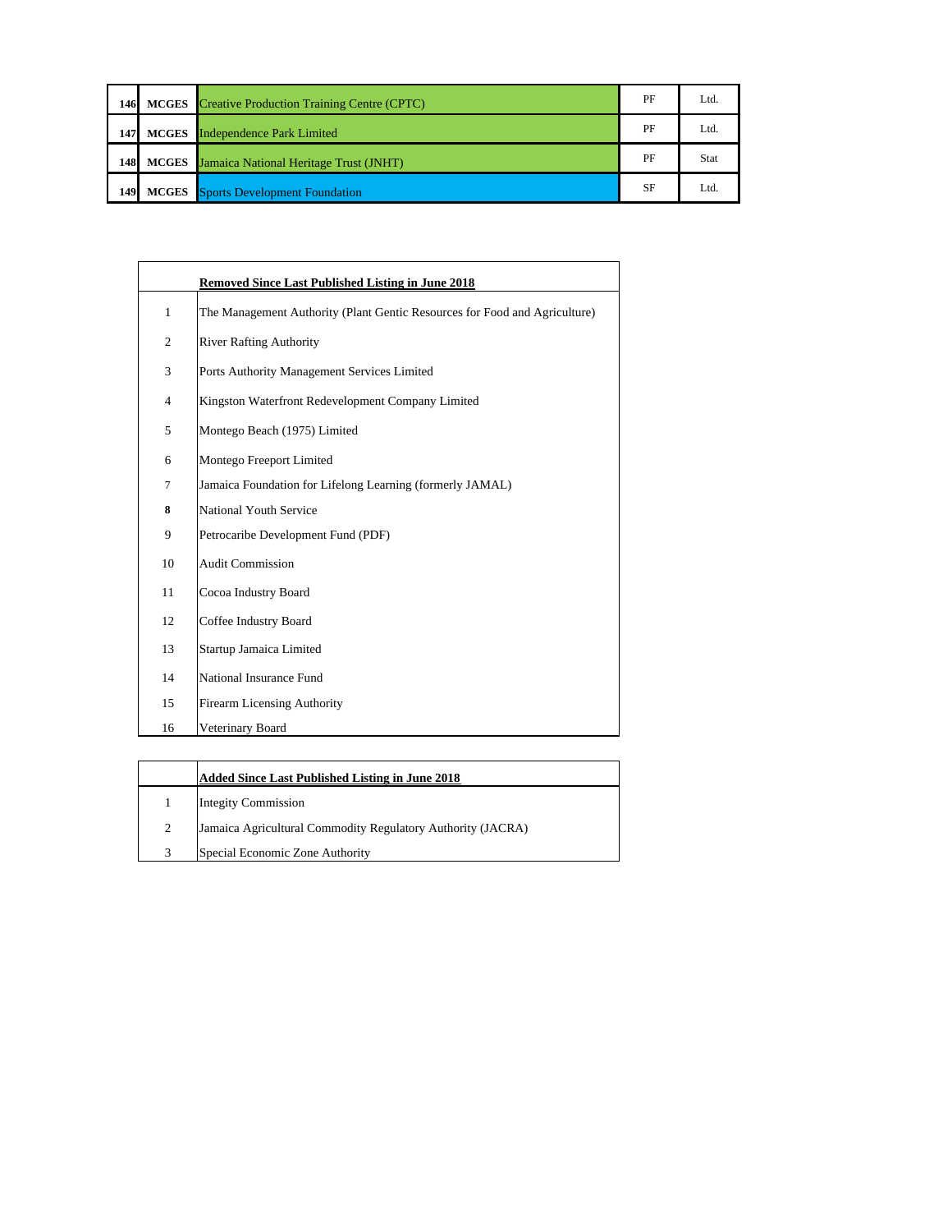| | | | | |
|---|---|---|---|---|
| **146** | **MCGES** | Creative Production Training Centre (CPTC) | PF | Ltd. |
| **147** | **MCGES** | Independence Park Limited | PF | Ltd. |
| **148** | **MCGES** | Jamaica National Heritage Trust (JNHT) | PF | Stat |
| **149** | **MCGES** | Sports Development Foundation | SF | Ltd. |

| | **Removed Since Last Published Listing in June 2018** |
|---|---|
| 1 | The Management Authority (Plant Gentic Resources for Food and Agriculture) |
| 2 | River Rafting Authority |
| 3 | Ports Authority Management Services Limited |
| 4 | Kingston Waterfront Redevelopment Company Limited |
| 5 | Montego Beach (1975) Limited |
| 6 | Montego Freeport Limited |
| 7 | Jamaica Foundation for Lifelong Learning (formerly JAMAL) |
| **8** | National Youth Service |
| 9 | Petrocaribe Development Fund (PDF) |
| 10 | Audit Commission |
| 11 | Cocoa Industry Board |
| 12 | Coffee Industry Board |
| 13 | Startup Jamaica Limited |
| 14 | National Insurance Fund |
| 15 | Firearm Licensing Authority |
| 16 | Veterinary Board |

| | **Added Since Last Published Listing in June 2018** |
|---|---|
| 1 | Integity Commission |
| 2 | Jamaica Agricultural Commodity Regulatory Authority (JACRA) |
| 3 | Special Economic Zone Authority |